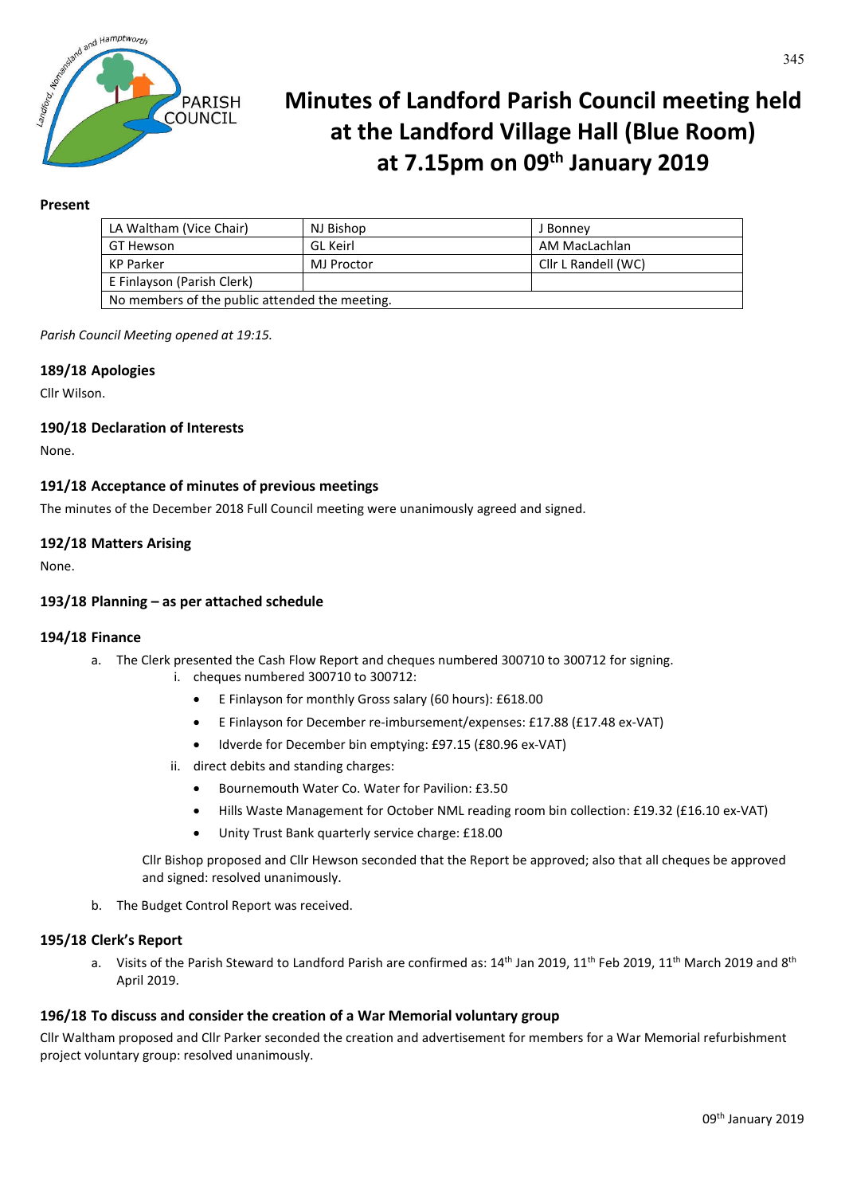# Minutes of Landford Parish Council meeting held at the Landford Village Hall (Blue Room) at 7.15pm on 09th January 2019

**Present**

| LA Waltham (Vice Chair) | NJ Bishop | J Bonney |
|---|---|---|
| GT Hewson | GL Keirl | AM MacLachlan |
| KP Parker | MJ Proctor | Cllr L Randell (WC) |
| E Finlayson (Parish Clerk) | | |
| No members of the public attended the meeting. | | |

*Parish Council Meeting opened at 19:15.*

### 189/18 Apologies

Cllr Wilson.

### 190/18 Declaration of Interests

None.

### 191/18 Acceptance of minutes of previous meetings

The minutes of the December 2018 Full Council meeting were unanimously agreed and signed.

### 192/18 Matters Arising

None.

### 193/18 Planning – as per attached schedule

### 194/18 Finance

a. The Clerk presented the Cash Flow Report and cheques numbered 300710 to 300712 for signing.
   i. cheques numbered 300710 to 300712:
      - E Finlayson for monthly Gross salary (60 hours): £618.00
      - E Finlayson for December re-imbursement/expenses: £17.88 (£17.48 ex-VAT)
      - Idverde for December bin emptying: £97.15 (£80.96 ex-VAT)

   ii. direct debits and standing charges:
      - Bournemouth Water Co. Water for Pavilion: £3.50
      - Hills Waste Management for October NML reading room bin collection: £19.32 (£16.10 ex-VAT)
      - Unity Trust Bank quarterly service charge: £18.00

   Cllr Bishop proposed and Cllr Hewson seconded that the Report be approved; also that all cheques be approved and signed: resolved unanimously.

b. The Budget Control Report was received.

### 195/18 Clerk's Report

a. Visits of the Parish Steward to Landford Parish are confirmed as: 14th Jan 2019, 11th Feb 2019, 11th March 2019 and 8th April 2019.

### 196/18 To discuss and consider the creation of a War Memorial voluntary group

Cllr Waltham proposed and Cllr Parker seconded the creation and advertisement for members for a War Memorial refurbishment project voluntary group: resolved unanimously.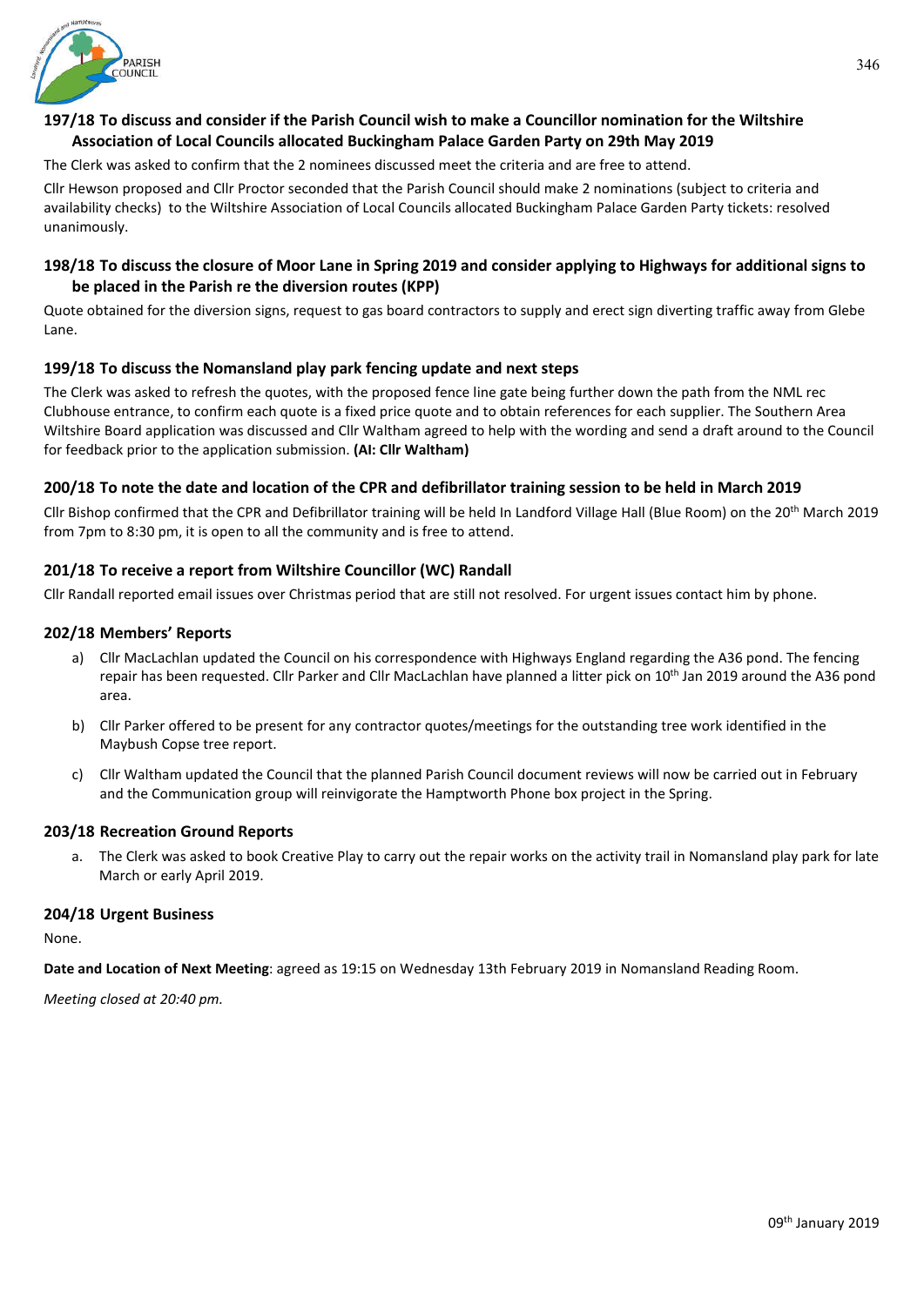### 197/18 To discuss and consider if the Parish Council wish to make a Councillor nomination for the Wiltshire Association of Local Councils allocated Buckingham Palace Garden Party on 29th May 2019

The Clerk was asked to confirm that the 2 nominees discussed meet the criteria and are free to attend.

Cllr Hewson proposed and Cllr Proctor seconded that the Parish Council should make 2 nominations (subject to criteria and availability checks) to the Wiltshire Association of Local Councils allocated Buckingham Palace Garden Party tickets: resolved unanimously.

### 198/18 To discuss the closure of Moor Lane in Spring 2019 and consider applying to Highways for additional signs to be placed in the Parish re the diversion routes (KPP)

Quote obtained for the diversion signs, request to gas board contractors to supply and erect sign diverting traffic away from Glebe Lane.

### 199/18 To discuss the Nomansland play park fencing update and next steps

The Clerk was asked to refresh the quotes, with the proposed fence line gate being further down the path from the NML rec Clubhouse entrance, to confirm each quote is a fixed price quote and to obtain references for each supplier. The Southern Area Wiltshire Board application was discussed and Cllr Waltham agreed to help with the wording and send a draft around to the Council for feedback prior to the application submission. **(AI: Cllr Waltham)**

### 200/18 To note the date and location of the CPR and defibrillator training session to be held in March 2019

Cllr Bishop confirmed that the CPR and Defibrillator training will be held In Landford Village Hall (Blue Room) on the 20th March 2019 from 7pm to 8:30 pm, it is open to all the community and is free to attend.

### 201/18 To receive a report from Wiltshire Councillor (WC) Randall

Cllr Randall reported email issues over Christmas period that are still not resolved. For urgent issues contact him by phone.

### 202/18 Members' Reports

a) Cllr MacLachlan updated the Council on his correspondence with Highways England regarding the A36 pond. The fencing repair has been requested. Cllr Parker and Cllr MacLachlan have planned a litter pick on 10th Jan 2019 around the A36 pond area.

b) Cllr Parker offered to be present for any contractor quotes/meetings for the outstanding tree work identified in the Maybush Copse tree report.

c) Cllr Waltham updated the Council that the planned Parish Council document reviews will now be carried out in February and the Communication group will reinvigorate the Hamptworth Phone box project in the Spring.

### 203/18 Recreation Ground Reports

a. The Clerk was asked to book Creative Play to carry out the repair works on the activity trail in Nomansland play park for late March or early April 2019.

### 204/18 Urgent Business

None.

**Date and Location of Next Meeting**: agreed as 19:15 on Wednesday 13th February 2019 in Nomansland Reading Room.

*Meeting closed at 20:40 pm.*